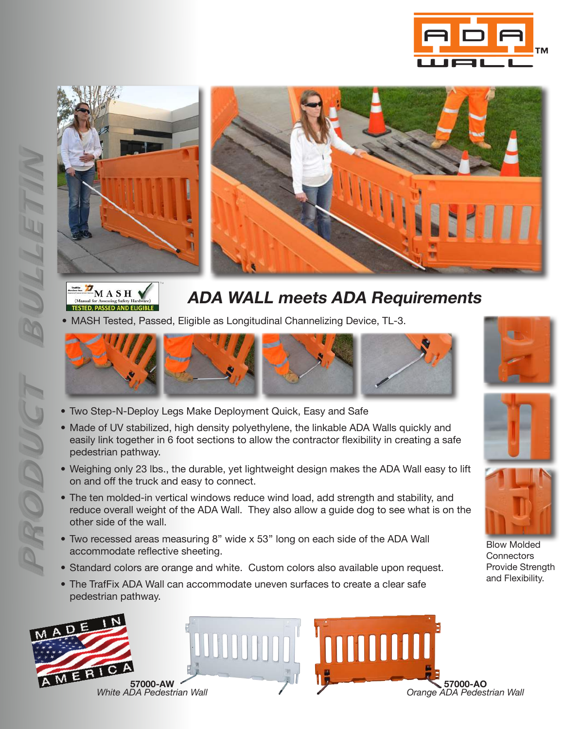# ADA WALL meets ADA Requirements

- MASH Tested, Passed, Eligible as Longitudinal Channelizing Device, TL-3.

- Two Step-N-Deploy Legs Make Deployment Quick, Easy and Safe
- Made of UV stabilized, high density polyethylene, the linkable ADA Walls quickly and easily link together in 6 foot sections to allow the contractor flexibility in creating a safe pedestrian pathway.
- Weighing only 23 lbs., the durable, yet lightweight design makes the ADA Wall easy to lift on and off the truck and easy to connect.
- The ten molded-in vertical windows reduce wind load, add strength and stability, and reduce overall weight of the ADA Wall. They also allow a guide dog to see what is on the other side of the wall.
- Two recessed areas measuring 8" wide x 53" long on each side of the ADA Wall accommodate reflective sheeting.
- Standard colors are orange and white. Custom colors also available upon request.
- The TrafFix ADA Wall can accommodate uneven surfaces to create a clear safe pedestrian pathway.

Blow Molded Connectors Provide Strength and Flexibility.

**57000-AW**
*White ADA Pedestrian Wall*

**57000-AO**
*Orange ADA Pedestrian Wall*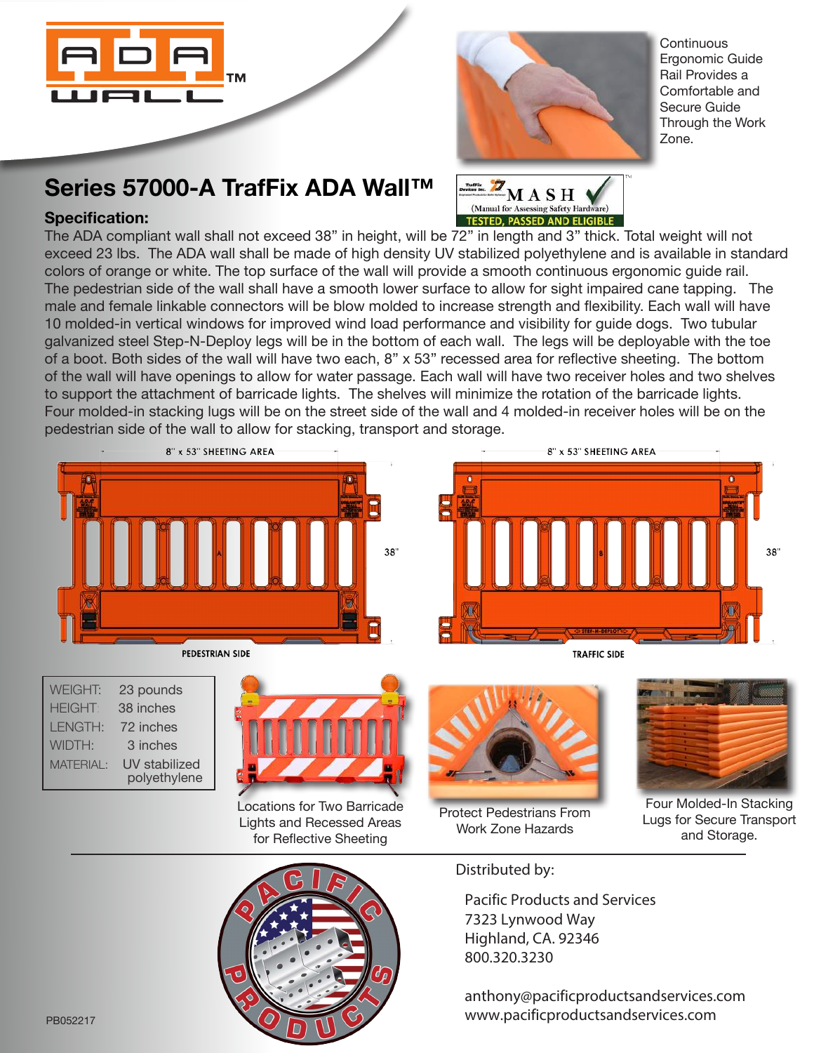Continuous Ergonomic Guide Rail Provides a Comfortable and Secure Guide Through the Work Zone.

# Series 57000-A TrafFix ADA Wall™

MASH (Manual for Assessing Safety Hardware) TESTED, PASSED AND ELIGIBLE

## Specification:

The ADA compliant wall shall not exceed 38" in height, will be 72" in length and 3" thick. Total weight will not exceed 23 lbs. The ADA wall shall be made of high density UV stabilized polyethylene and is available in standard colors of orange or white. The top surface of the wall will provide a smooth continuous ergonomic guide rail. The pedestrian side of the wall shall have a smooth lower surface to allow for sight impaired cane tapping. The male and female linkable connectors will be blow molded to increase strength and flexibility. Each wall will have 10 molded-in vertical windows for improved wind load performance and visibility for guide dogs. Two tubular galvanized steel Step-N-Deploy legs will be in the bottom of each wall. The legs will be deployable with the toe of a boot. Both sides of the wall will have two each, 8" x 53" recessed area for reflective sheeting. The bottom of the wall will have openings to allow for water passage. Each wall will have two receiver holes and two shelves to support the attachment of barricade lights. The shelves will minimize the rotation of the barricade lights. Four molded-in stacking lugs will be on the street side of the wall and 4 molded-in receiver holes will be on the pedestrian side of the wall to allow for stacking, transport and storage.

8" x 53" SHEETING AREA

38"

PEDESTRIAN SIDE

8" x 53" SHEETING AREA

38"

TRAFFIC SIDE

| | |
|---|---|
| WEIGHT: | 23 pounds |
| HEIGHT: | 38 inches |
| LENGTH: | 72 inches |
| WIDTH: | 3 inches |
| MATERIAL: | UV stabilized polyethylene |

Locations for Two Barricade Lights and Recessed Areas for Reflective Sheeting

Protect Pedestrians From Work Zone Hazards

Four Molded-In Stacking Lugs for Secure Transport and Storage.

Distributed by:

Pacific Products and Services
7323 Lynwood Way
Highland, CA. 92346
800.320.3230

anthony@pacificproductsandservices.com
www.pacificproductsandservices.com

PB052217